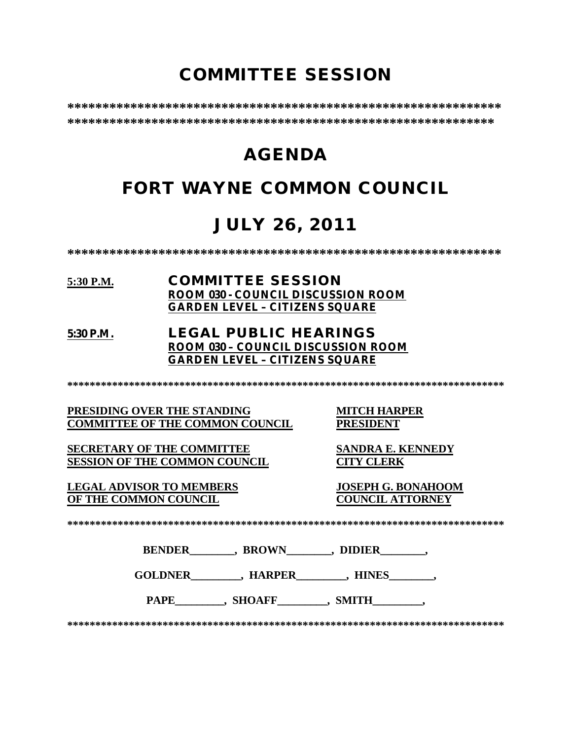# COMMITTEE SESSION

**************************************************************
**************************************************************

# AGENDA

# FORT WAYNE COMMON COUNCIL

# JULY 26, 2011

**************************************************************

**5:30 P.M.** **COMMITTEE SESSION**
**ROOM 030 - COUNCIL DISCUSSION ROOM**
**GARDEN LEVEL – CITIZENS SQUARE**

**5:30 P.M.** **LEGAL PUBLIC HEARINGS**
**ROOM 030 – COUNCIL DISCUSSION ROOM**
**GARDEN LEVEL – CITIZENS SQUARE**

******************************************************************************

**PRESIDING OVER THE STANDING COMMITTEE OF THE COMMON COUNCIL** — **MITCH HARPER, PRESIDENT**

**SECRETARY OF THE COMMITTEE SESSION OF THE COMMON COUNCIL** — **SANDRA E. KENNEDY, CITY CLERK**

**LEGAL ADVISOR TO MEMBERS OF THE COMMON COUNCIL** — **JOSEPH G. BONAHOOM, COUNCIL ATTORNEY**

******************************************************************************

**BENDER________, BROWN________, DIDIER________,**

**GOLDNER_________, HARPER_________, HINES________,**

**PAPE_________, SHOAFF_________, SMITH_________,**

******************************************************************************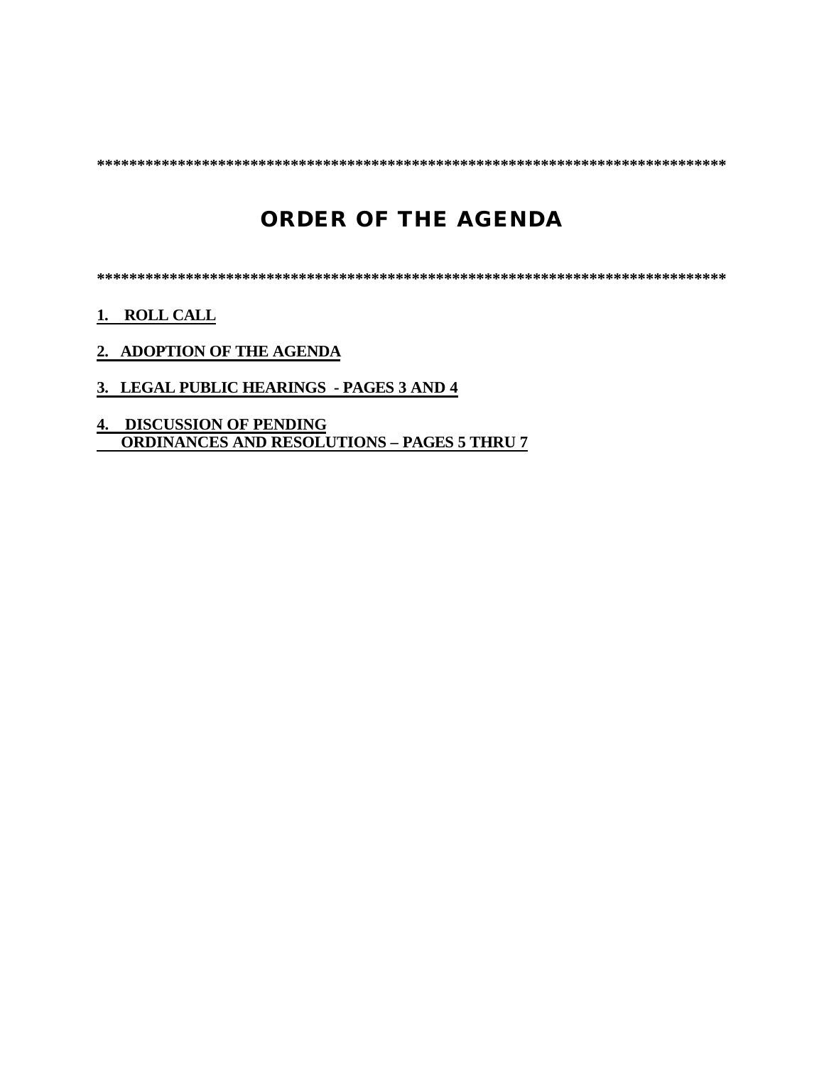*******************************************************************************

# ORDER OF THE AGENDA

*******************************************************************************

**1. ROLL CALL**

**2. ADOPTION OF THE AGENDA**

**3. LEGAL PUBLIC HEARINGS - PAGES 3 AND 4**

**4. DISCUSSION OF PENDING ORDINANCES AND RESOLUTIONS – PAGES 5 THRU 7**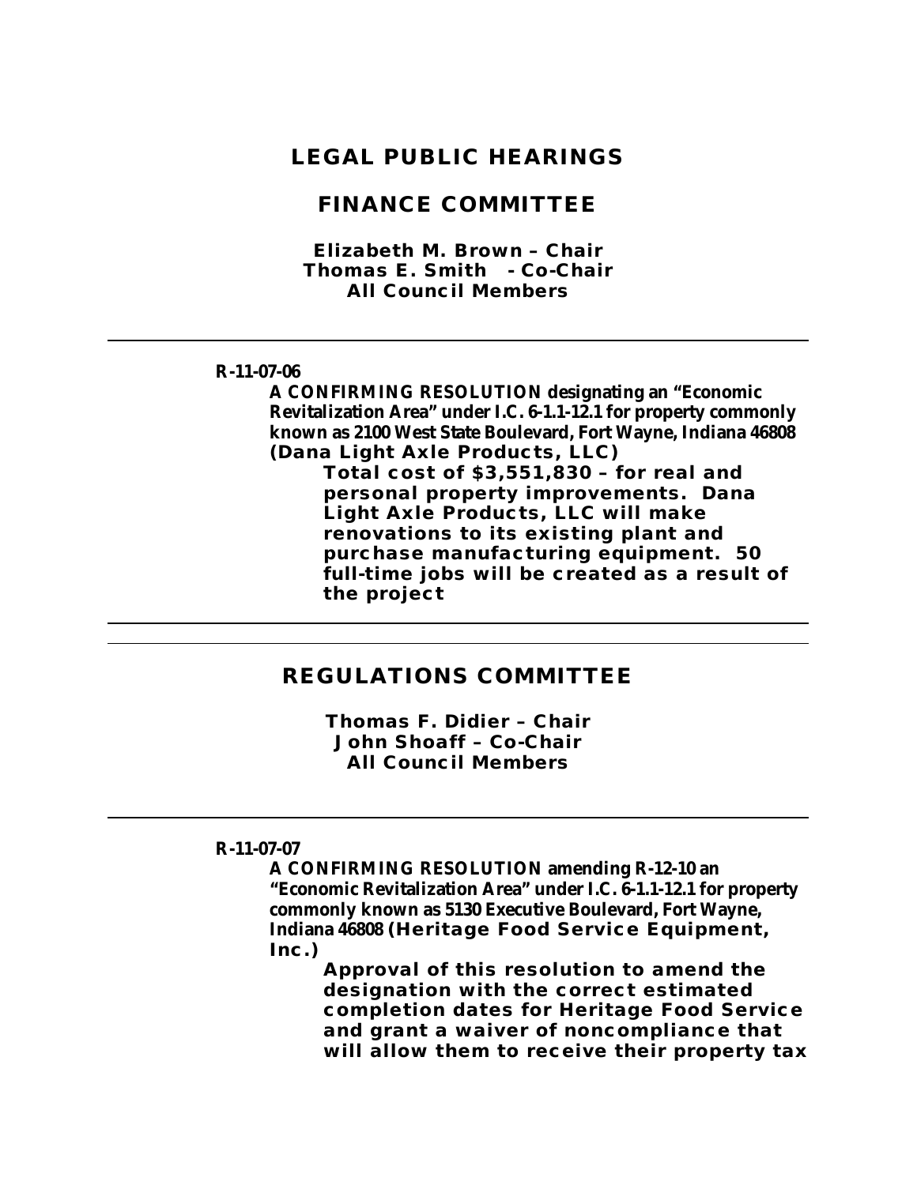# LEGAL PUBLIC HEARINGS

## FINANCE COMMITTEE

**Elizabeth M. Brown – Chair**
**Thomas E. Smith - Co-Chair**
**All Council Members**

---

**R-11-07-06**

**A CONFIRMING RESOLUTION designating an "Economic Revitalization Area" under I.C. 6-1.1-12.1 for property commonly known as 2100 West State Boulevard, Fort Wayne, Indiana 46808 (Dana Light Axle Products, LLC)**

**Total cost of $3,551,830 – for real and personal property improvements. Dana Light Axle Products, LLC will make renovations to its existing plant and purchase manufacturing equipment. 50 full-time jobs will be created as a result of the project**

---

## REGULATIONS COMMITTEE

**Thomas F. Didier – Chair**
**John Shoaff – Co-Chair**
**All Council Members**

---

**R-11-07-07**

**A CONFIRMING RESOLUTION amending R-12-10 an "Economic Revitalization Area" under I.C. 6-1.1-12.1 for property commonly known as 5130 Executive Boulevard, Fort Wayne, Indiana 46808 (Heritage Food Service Equipment, Inc.)**

**Approval of this resolution to amend the designation with the correct estimated completion dates for Heritage Food Service and grant a waiver of noncompliance that will allow them to receive their property tax**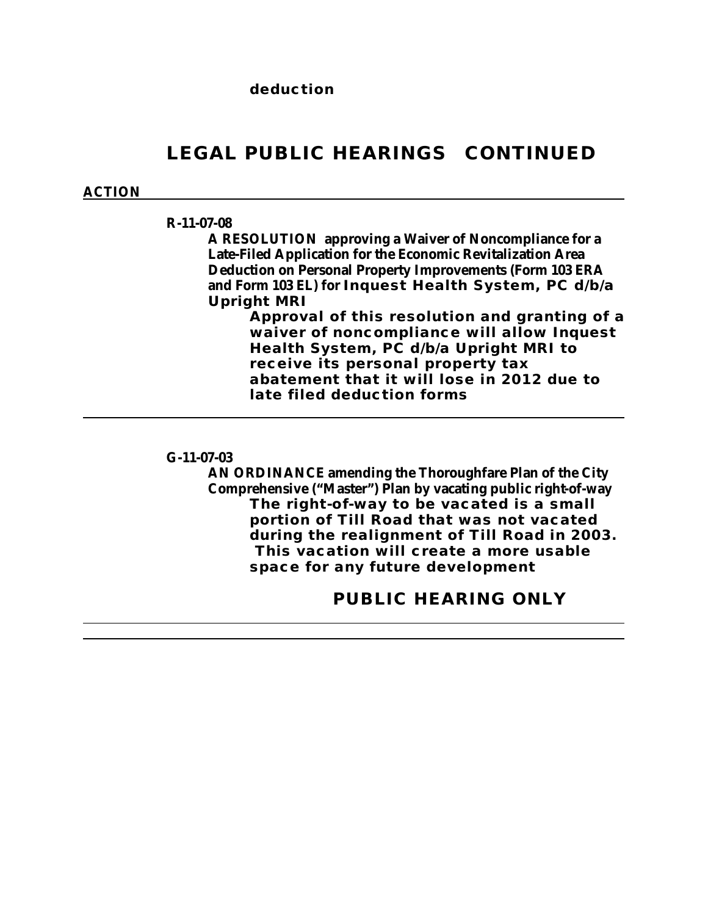deduction

## LEGAL PUBLIC HEARINGS CONTINUED

**ACTION**

---

**R-11-07-08**

**A RESOLUTION approving a Waiver of Noncompliance for a Late-Filed Application for the Economic Revitalization Area Deduction on Personal Property Improvements (Form 103 ERA and Form 103 EL) for Inquest Health System, PC d/b/a Upright MRI**

**Approval of this resolution and granting of a waiver of noncompliance will allow Inquest Health System, PC d/b/a Upright MRI to receive its personal property tax abatement that it will lose in 2012 due to late filed deduction forms**

---

**G-11-07-03**

**AN ORDINANCE amending the Thoroughfare Plan of the City Comprehensive ("Master") Plan by vacating public right-of-way**

**The right-of-way to be vacated is a small portion of Till Road that was not vacated during the realignment of Till Road in 2003. This vacation will create a more usable space for any future development**

**PUBLIC HEARING ONLY**

---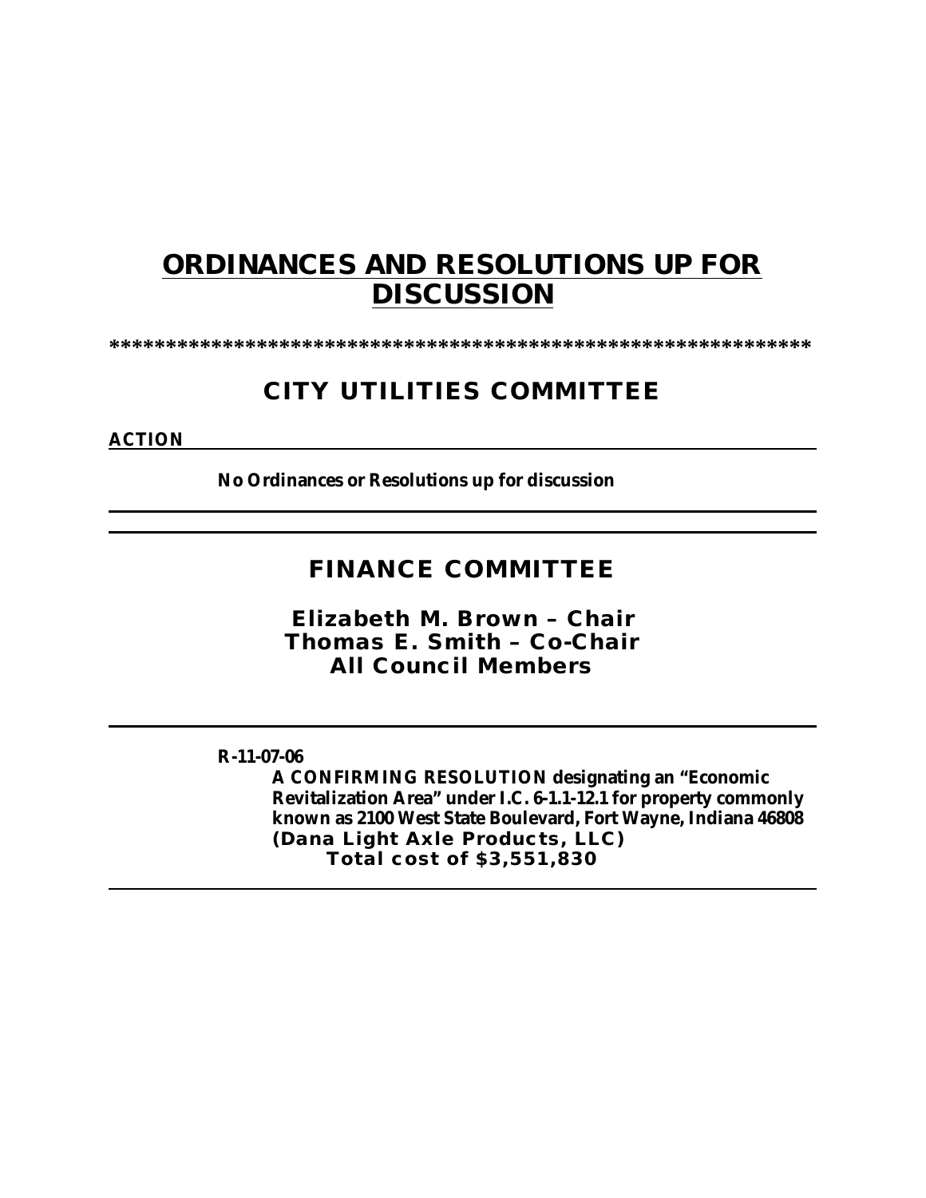# ORDINANCES AND RESOLUTIONS UP FOR DISCUSSION

******************************************************************

## CITY UTILITIES COMMITTEE

**ACTION**

**No Ordinances or Resolutions up for discussion**

---

## FINANCE COMMITTEE

**Elizabeth M. Brown – Chair**
**Thomas E. Smith – Co-Chair**
**All Council Members**

---

**R-11-07-06**

**A CONFIRMING RESOLUTION designating an "Economic Revitalization Area" under I.C. 6-1.1-12.1 for property commonly known as 2100 West State Boulevard, Fort Wayne, Indiana 46808 (Dana Light Axle Products, LLC)**

**Total cost of $3,551,830**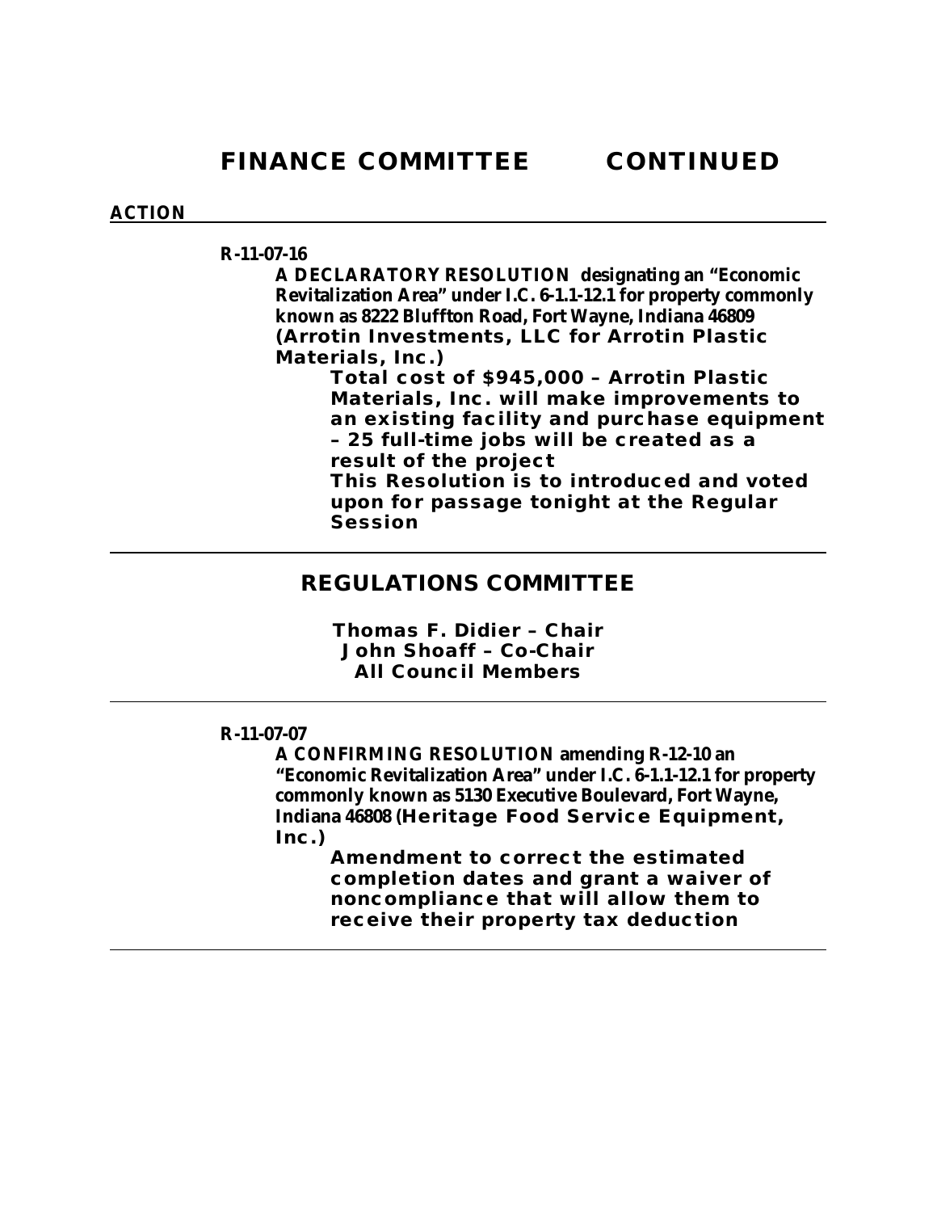## FINANCE COMMITTEE CONTINUED

**ACTION**

---

**R-11-07-16**

**A DECLARATORY RESOLUTION designating an "Economic Revitalization Area" under I.C. 6-1.1-12.1 for property commonly known as 8222 Bluffton Road, Fort Wayne, Indiana 46809 (Arrotin Investments, LLC for Arrotin Plastic Materials, Inc.)**

**Total cost of $945,000 – Arrotin Plastic Materials, Inc. will make improvements to an existing facility and purchase equipment – 25 full-time jobs will be created as a result of the project**

**This Resolution is to introduced and voted upon for passage tonight at the Regular Session**

---

## REGULATIONS COMMITTEE

**Thomas F. Didier – Chair**
**John Shoaff – Co-Chair**
**All Council Members**

---

**R-11-07-07**

**A CONFIRMING RESOLUTION amending R-12-10 an "Economic Revitalization Area" under I.C. 6-1.1-12.1 for property commonly known as 5130 Executive Boulevard, Fort Wayne, Indiana 46808 (Heritage Food Service Equipment, Inc.)**

**Amendment to correct the estimated completion dates and grant a waiver of noncompliance that will allow them to receive their property tax deduction**

---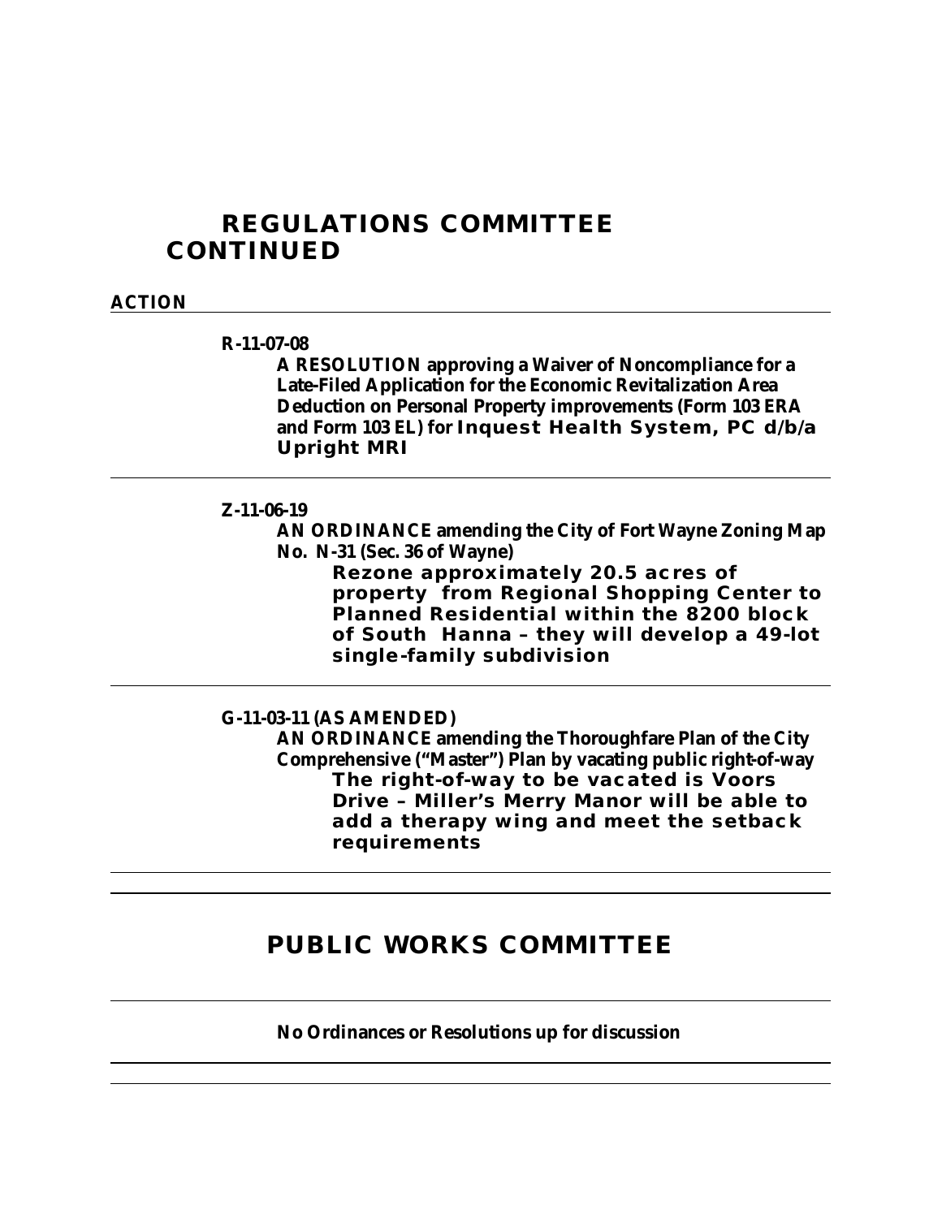# REGULATIONS COMMITTEE CONTINUED

**ACTION**

---

**R-11-07-08**

**A RESOLUTION approving a Waiver of Noncompliance for a Late-Filed Application for the Economic Revitalization Area Deduction on Personal Property improvements (Form 103 ERA and Form 103 EL) for Inquest Health System, PC d/b/a Upright MRI**

---

**Z-11-06-19**

**AN ORDINANCE amending the City of Fort Wayne Zoning Map No. N-31 (Sec. 36 of Wayne)**

**Rezone approximately 20.5 acres of property from Regional Shopping Center to Planned Residential within the 8200 block of South Hanna – they will develop a 49-lot single-family subdivision**

---

**G-11-03-11 (AS AMENDED)**

**AN ORDINANCE amending the Thoroughfare Plan of the City Comprehensive ("Master") Plan by vacating public right-of-way**

**The right-of-way to be vacated is Voors Drive – Miller's Merry Manor will be able to add a therapy wing and meet the setback requirements**

---

# PUBLIC WORKS COMMITTEE

---

**No Ordinances or Resolutions up for discussion**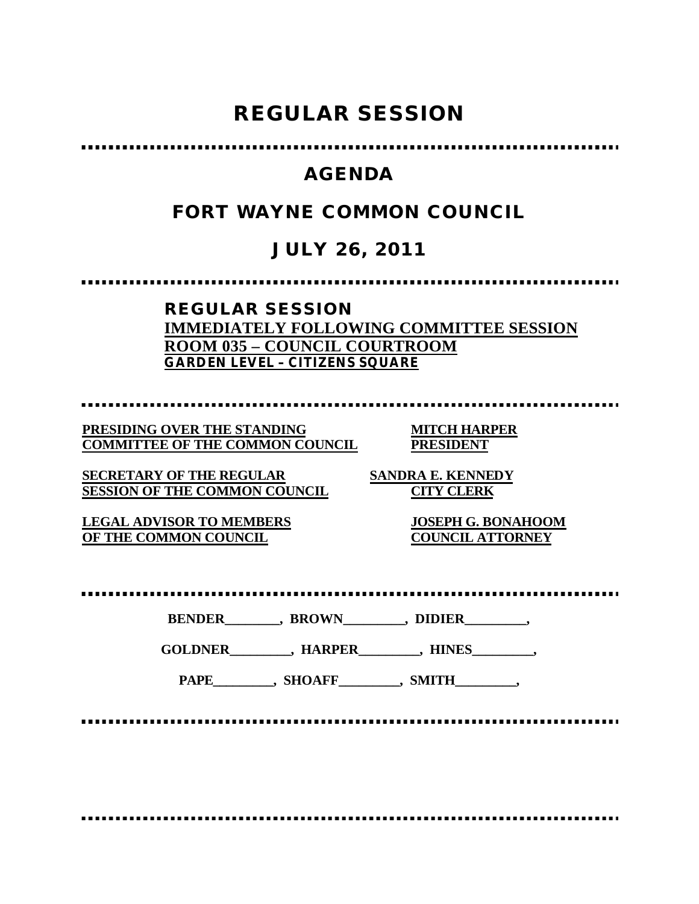# REGULAR SESSION

## AGENDA

## FORT WAYNE COMMON COUNCIL

## JULY 26, 2011

**REGULAR SESSION**
**IMMEDIATELY FOLLOWING COMMITTEE SESSION**
**ROOM 035 – COUNCIL COURTROOM**
**GARDEN LEVEL – CITIZENS SQUARE**

**PRESIDING OVER THE STANDING COMMITTEE OF THE COMMON COUNCIL** — **MITCH HARPER, PRESIDENT**

**SECRETARY OF THE REGULAR SESSION OF THE COMMON COUNCIL** — **SANDRA E. KENNEDY, CITY CLERK**

**LEGAL ADVISOR TO MEMBERS OF THE COMMON COUNCIL** — **JOSEPH G. BONAHOOM, COUNCIL ATTORNEY**

**BENDER_________, BROWN_________, DIDIER_________,**

**GOLDNER_________, HARPER_________, HINES_________,**

**PAPE_________, SHOAFF_________, SMITH_________,**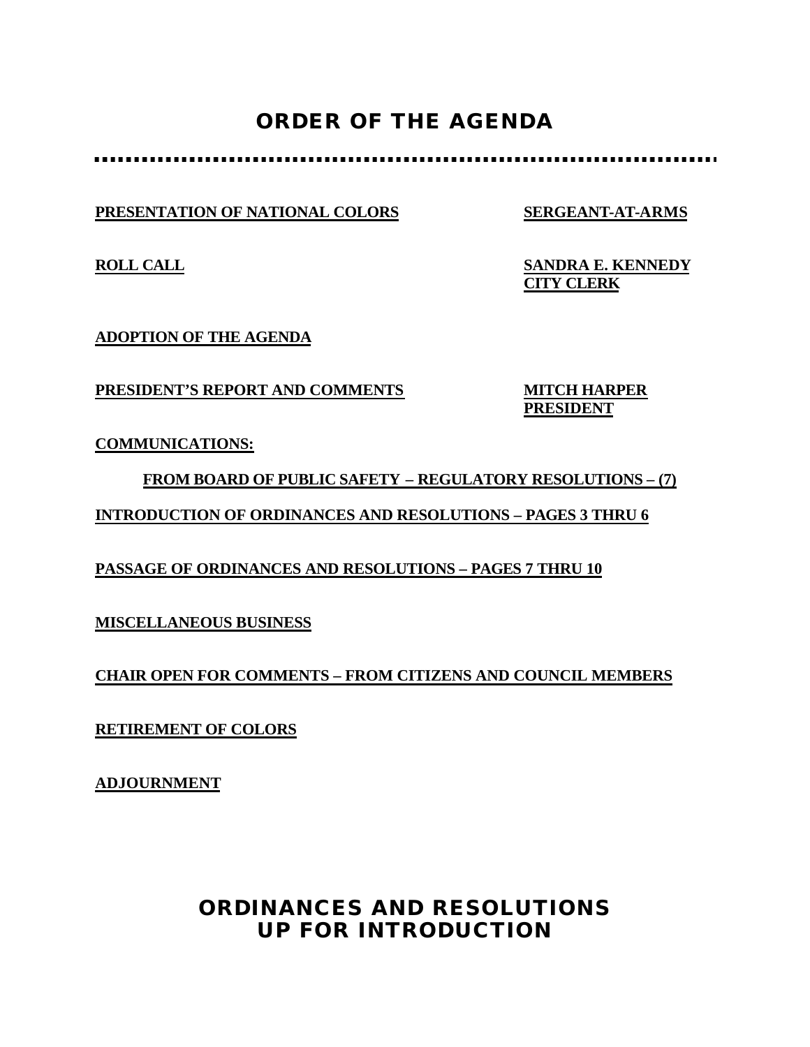# ORDER OF THE AGENDA

**PRESENTATION OF NATIONAL COLORS** — **SERGEANT-AT-ARMS**

**ROLL CALL** — **SANDRA E. KENNEDY, CITY CLERK**

**ADOPTION OF THE AGENDA**

**PRESIDENT'S REPORT AND COMMENTS** — **MITCH HARPER, PRESIDENT**

**COMMUNICATIONS:**

**FROM BOARD OF PUBLIC SAFETY – REGULATORY RESOLUTIONS – (7)**

**INTRODUCTION OF ORDINANCES AND RESOLUTIONS – PAGES 3 THRU 6**

**PASSAGE OF ORDINANCES AND RESOLUTIONS – PAGES 7 THRU 10**

**MISCELLANEOUS BUSINESS**

**CHAIR OPEN FOR COMMENTS – FROM CITIZENS AND COUNCIL MEMBERS**

**RETIREMENT OF COLORS**

**ADJOURNMENT**

# ORDINANCES AND RESOLUTIONS UP FOR INTRODUCTION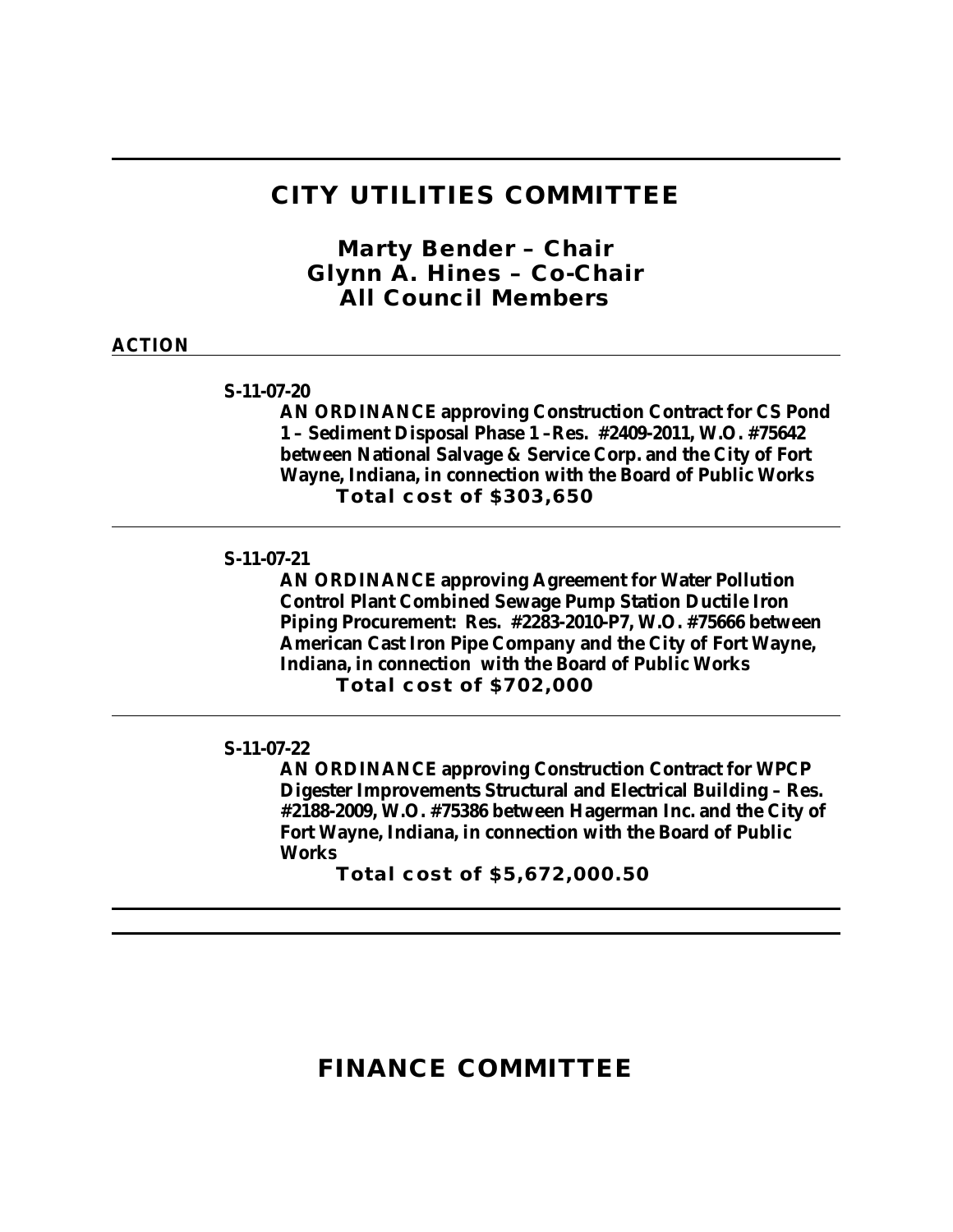# CITY UTILITIES COMMITTEE

## Marty Bender – Chair
## Glynn A. Hines – Co-Chair
## All Council Members

**ACTION**

---

**S-11-07-20**

**AN ORDINANCE approving Construction Contract for CS Pond 1 – Sediment Disposal Phase 1 –Res. #2409-2011, W.O. #75642 between National Salvage & Service Corp. and the City of Fort Wayne, Indiana, in connection with the Board of Public Works**

**Total cost of $303,650**

---

**S-11-07-21**

**AN ORDINANCE approving Agreement for Water Pollution Control Plant Combined Sewage Pump Station Ductile Iron Piping Procurement: Res. #2283-2010-P7, W.O. #75666 between American Cast Iron Pipe Company and the City of Fort Wayne, Indiana, in connection with the Board of Public Works**

**Total cost of $702,000**

---

**S-11-07-22**

**AN ORDINANCE approving Construction Contract for WPCP Digester Improvements Structural and Electrical Building – Res. #2188-2009, W.O. #75386 between Hagerman Inc. and the City of Fort Wayne, Indiana, in connection with the Board of Public Works**

**Total cost of $5,672,000.50**

---

# FINANCE COMMITTEE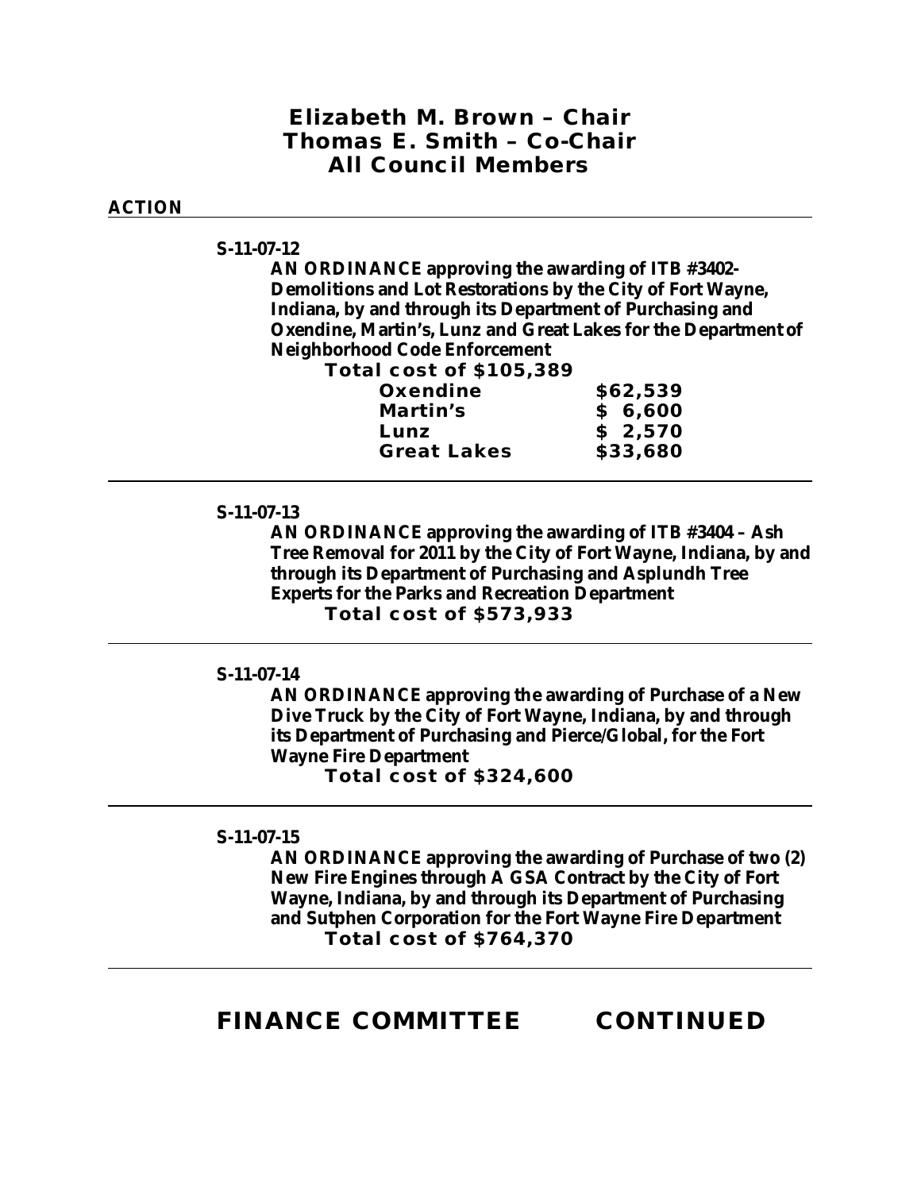**Elizabeth M. Brown – Chair**
**Thomas E. Smith – Co-Chair**
**All Council Members**

**ACTION**

---

**S-11-07-12**

**AN ORDINANCE approving the awarding of ITB #3402-Demolitions and Lot Restorations by the City of Fort Wayne, Indiana, by and through its Department of Purchasing and Oxendine, Martin's, Lunz and Great Lakes for the Department of Neighborhood Code Enforcement**

**Total cost of $105,389**

| | |
|---|---|
| **Oxendine** | **$62,539** |
| **Martin's** | **$ 6,600** |
| **Lunz** | **$ 2,570** |
| **Great Lakes** | **$33,680** |

---

**S-11-07-13**

**AN ORDINANCE approving the awarding of ITB #3404 – Ash Tree Removal for 2011 by the City of Fort Wayne, Indiana, by and through its Department of Purchasing and Asplundh Tree Experts for the Parks and Recreation Department**

**Total cost of $573,933**

---

**S-11-07-14**

**AN ORDINANCE approving the awarding of Purchase of a New Dive Truck by the City of Fort Wayne, Indiana, by and through its Department of Purchasing and Pierce/Global, for the Fort Wayne Fire Department**

**Total cost of $324,600**

---

**S-11-07-15**

**AN ORDINANCE approving the awarding of Purchase of two (2) New Fire Engines through A GSA Contract by the City of Fort Wayne, Indiana, by and through its Department of Purchasing and Sutphen Corporation for the Fort Wayne Fire Department**

**Total cost of $764,370**

---

## FINANCE COMMITTEE CONTINUED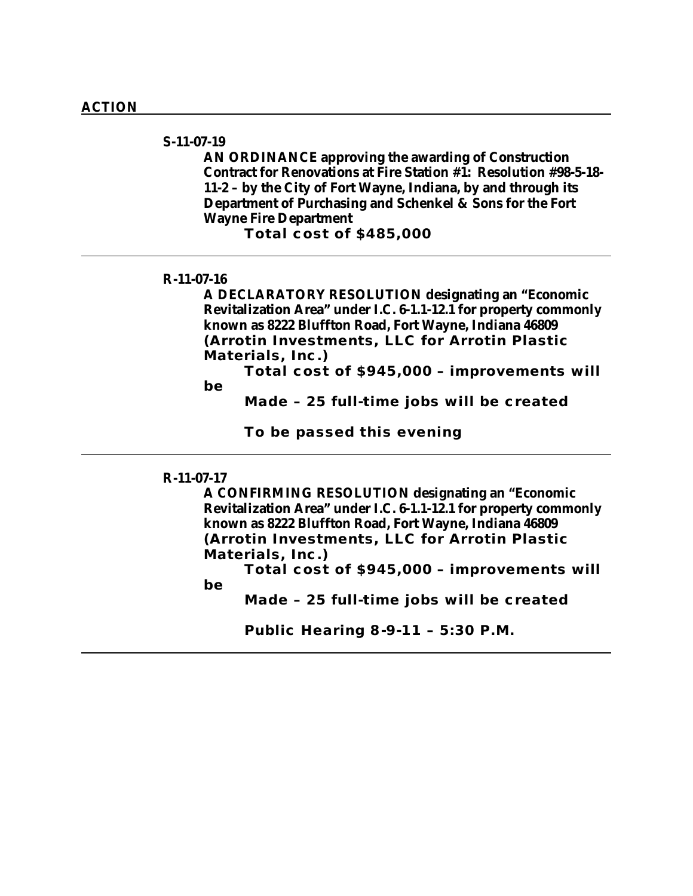## ACTION

---

**S-11-07-19**

**AN ORDINANCE approving the awarding of Construction Contract for Renovations at Fire Station #1: Resolution #98-5-18-11-2 – by the City of Fort Wayne, Indiana, by and through its Department of Purchasing and Schenkel & Sons for the Fort Wayne Fire Department**

**Total cost of $485,000**

---

**R-11-07-16**

**A DECLARATORY RESOLUTION designating an "Economic Revitalization Area" under I.C. 6-1.1-12.1 for property commonly known as 8222 Bluffton Road, Fort Wayne, Indiana 46809 (Arrotin Investments, LLC for Arrotin Plastic Materials, Inc.)**

**Total cost of $945,000 – improvements will be**

**Made – 25 full-time jobs will be created**

**To be passed this evening**

---

**R-11-07-17**

**A CONFIRMING RESOLUTION designating an "Economic Revitalization Area" under I.C. 6-1.1-12.1 for property commonly known as 8222 Bluffton Road, Fort Wayne, Indiana 46809 (Arrotin Investments, LLC for Arrotin Plastic Materials, Inc.)**

**Total cost of $945,000 – improvements will be**

**Made – 25 full-time jobs will be created**

**Public Hearing 8-9-11 – 5:30 P.M.**

---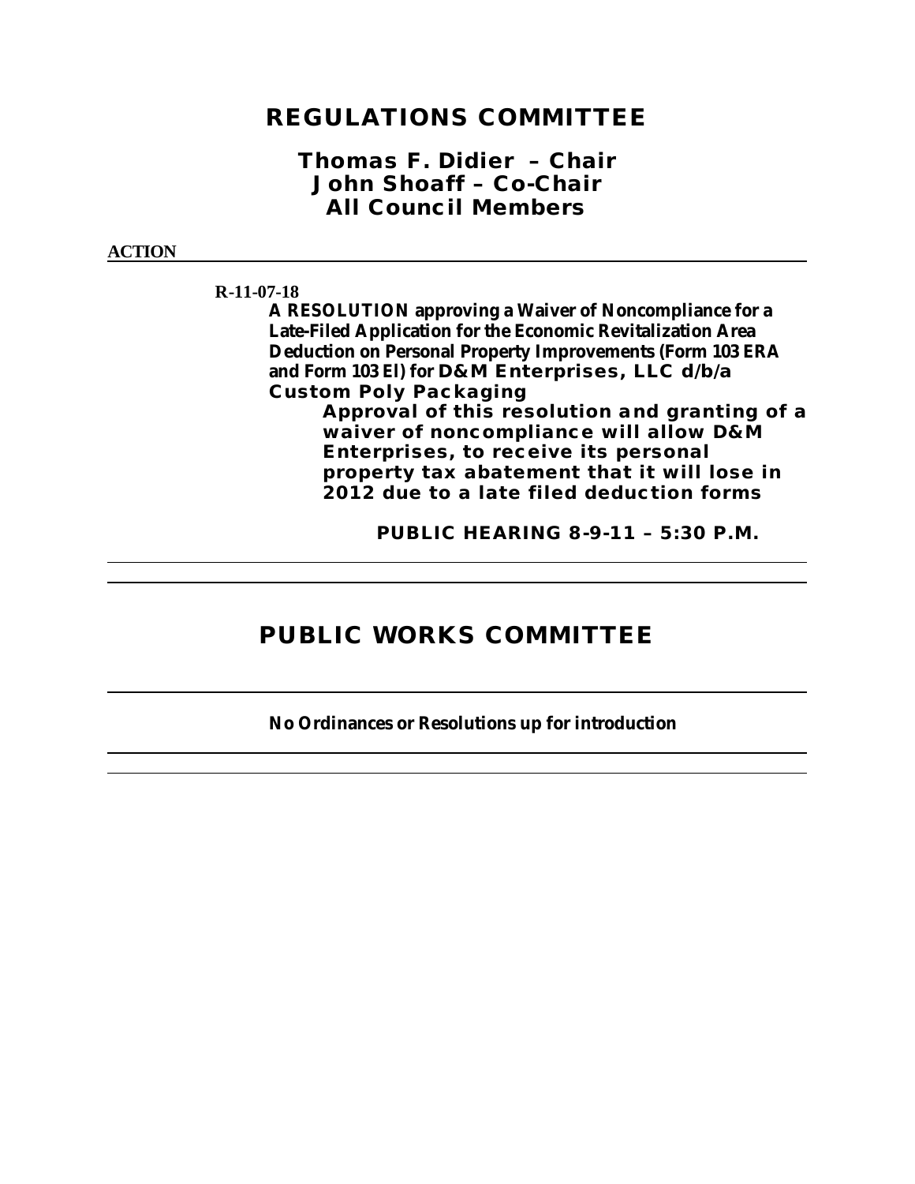# REGULATIONS COMMITTEE

## Thomas F. Didier – Chair
## John Shoaff – Co-Chair
## All Council Members

**ACTION**

---

**R-11-07-18**

**A RESOLUTION approving a Waiver of Noncompliance for a Late-Filed Application for the Economic Revitalization Area Deduction on Personal Property Improvements (Form 103 ERA and Form 103 El) for D&M Enterprises, LLC d/b/a Custom Poly Packaging**

**Approval of this resolution and granting of a waiver of noncompliance will allow D&M Enterprises, to receive its personal property tax abatement that it will lose in 2012 due to a late filed deduction forms**

**PUBLIC HEARING 8-9-11 – 5:30 P.M.**

---

# PUBLIC WORKS COMMITTEE

---

**No Ordinances or Resolutions up for introduction**

---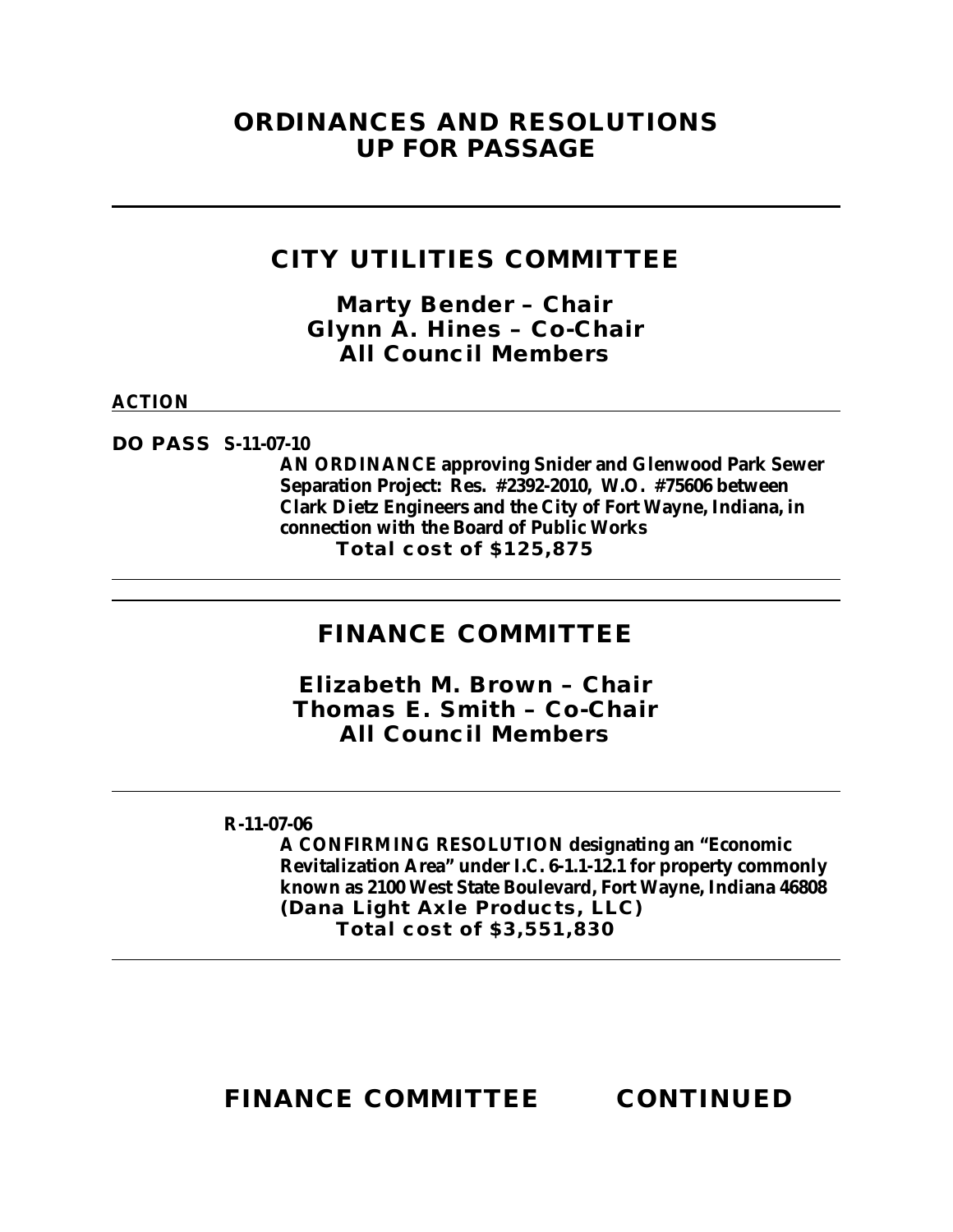# ORDINANCES AND RESOLUTIONS UP FOR PASSAGE

---

## CITY UTILITIES COMMITTEE

**Marty Bender – Chair**
**Glynn A. Hines – Co-Chair**
**All Council Members**

**ACTION**

---

**DO PASS S-11-07-10**

**AN ORDINANCE approving Snider and Glenwood Park Sewer Separation Project: Res. #2392-2010, W.O. #75606 between Clark Dietz Engineers and the City of Fort Wayne, Indiana, in connection with the Board of Public Works**
**Total cost of $125,875**

---

## FINANCE COMMITTEE

**Elizabeth M. Brown – Chair**
**Thomas E. Smith – Co-Chair**
**All Council Members**

---

**R-11-07-06**

**A CONFIRMING RESOLUTION designating an "Economic Revitalization Area" under I.C. 6-1.1-12.1 for property commonly known as 2100 West State Boulevard, Fort Wayne, Indiana 46808 (Dana Light Axle Products, LLC)**
**Total cost of $3,551,830**

---

## FINANCE COMMITTEE CONTINUED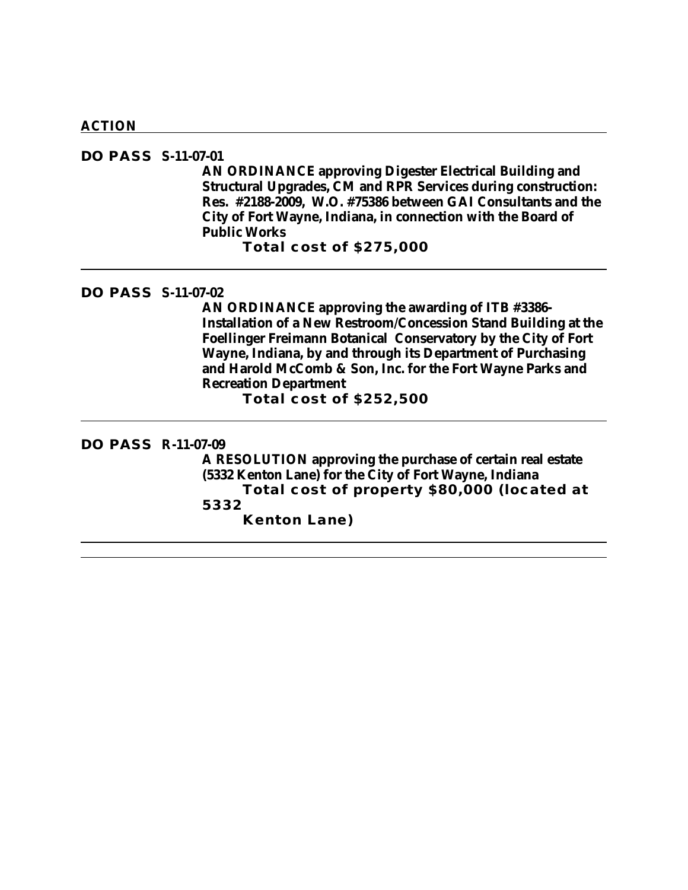**ACTION**

---

**DO PASS S-11-07-01**

**AN ORDINANCE approving Digester Electrical Building and Structural Upgrades, CM and RPR Services during construction: Res. #2188-2009, W.O. #75386 between GAI Consultants and the City of Fort Wayne, Indiana, in connection with the Board of Public Works**

**Total cost of $275,000**

---

**DO PASS S-11-07-02**

**AN ORDINANCE approving the awarding of ITB #3386-Installation of a New Restroom/Concession Stand Building at the Foellinger Freimann Botanical Conservatory by the City of Fort Wayne, Indiana, by and through its Department of Purchasing and Harold McComb & Son, Inc. for the Fort Wayne Parks and Recreation Department**

**Total cost of $252,500**

---

**DO PASS R-11-07-09**

**A RESOLUTION approving the purchase of certain real estate (5332 Kenton Lane) for the City of Fort Wayne, Indiana**

**Total cost of property $80,000 (located at 5332 Kenton Lane)**

---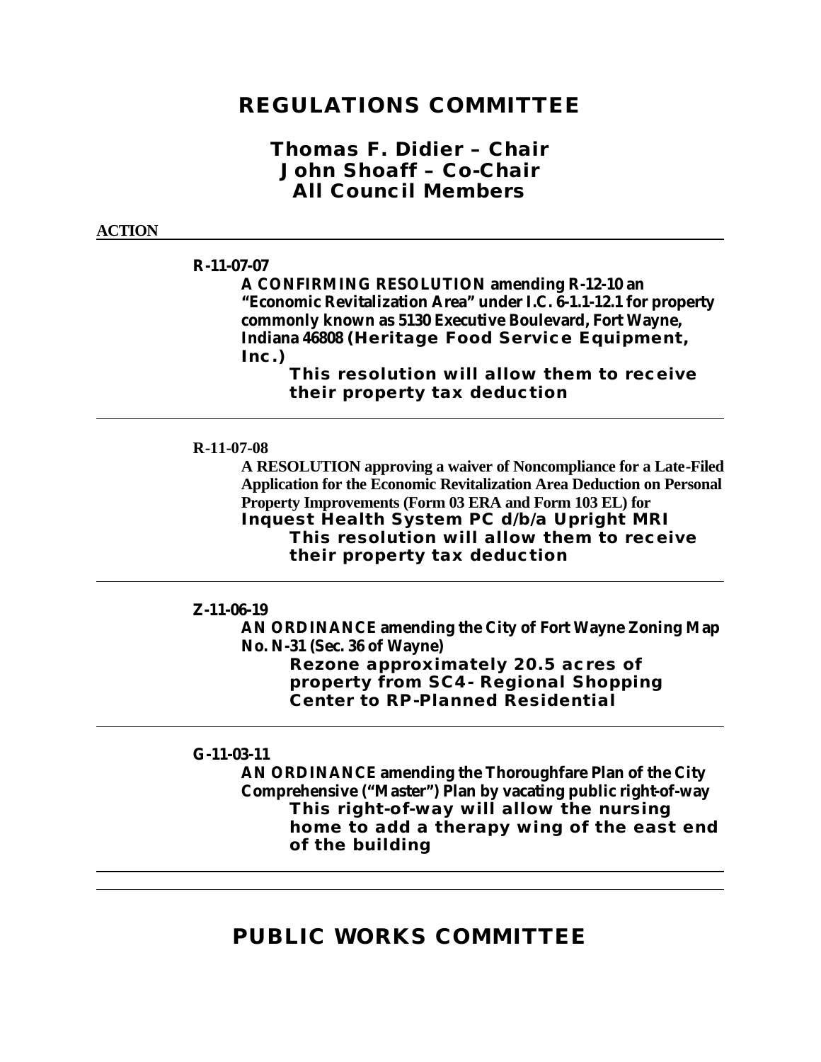# REGULATIONS COMMITTEE

## Thomas F. Didier – Chair
## John Shoaff – Co-Chair
## All Council Members

**ACTION**

---

**R-11-07-07**

**A CONFIRMING RESOLUTION amending R-12-10 an "Economic Revitalization Area" under I.C. 6-1.1-12.1 for property commonly known as 5130 Executive Boulevard, Fort Wayne, Indiana 46808 (Heritage Food Service Equipment, Inc.)**

**This resolution will allow them to receive their property tax deduction**

---

**R-11-07-08**

**A RESOLUTION approving a waiver of Noncompliance for a Late-Filed Application for the Economic Revitalization Area Deduction on Personal Property Improvements (Form 03 ERA and Form 103 EL) for Inquest Health System PC d/b/a Upright MRI**

**This resolution will allow them to receive their property tax deduction**

---

**Z-11-06-19**

**AN ORDINANCE amending the City of Fort Wayne Zoning Map No. N-31 (Sec. 36 of Wayne)**

**Rezone approximately 20.5 acres of property from SC4- Regional Shopping Center to RP-Planned Residential**

---

**G-11-03-11**

**AN ORDINANCE amending the Thoroughfare Plan of the City Comprehensive ("Master") Plan by vacating public right-of-way**

**This right-of-way will allow the nursing home to add a therapy wing of the east end of the building**

---

# PUBLIC WORKS COMMITTEE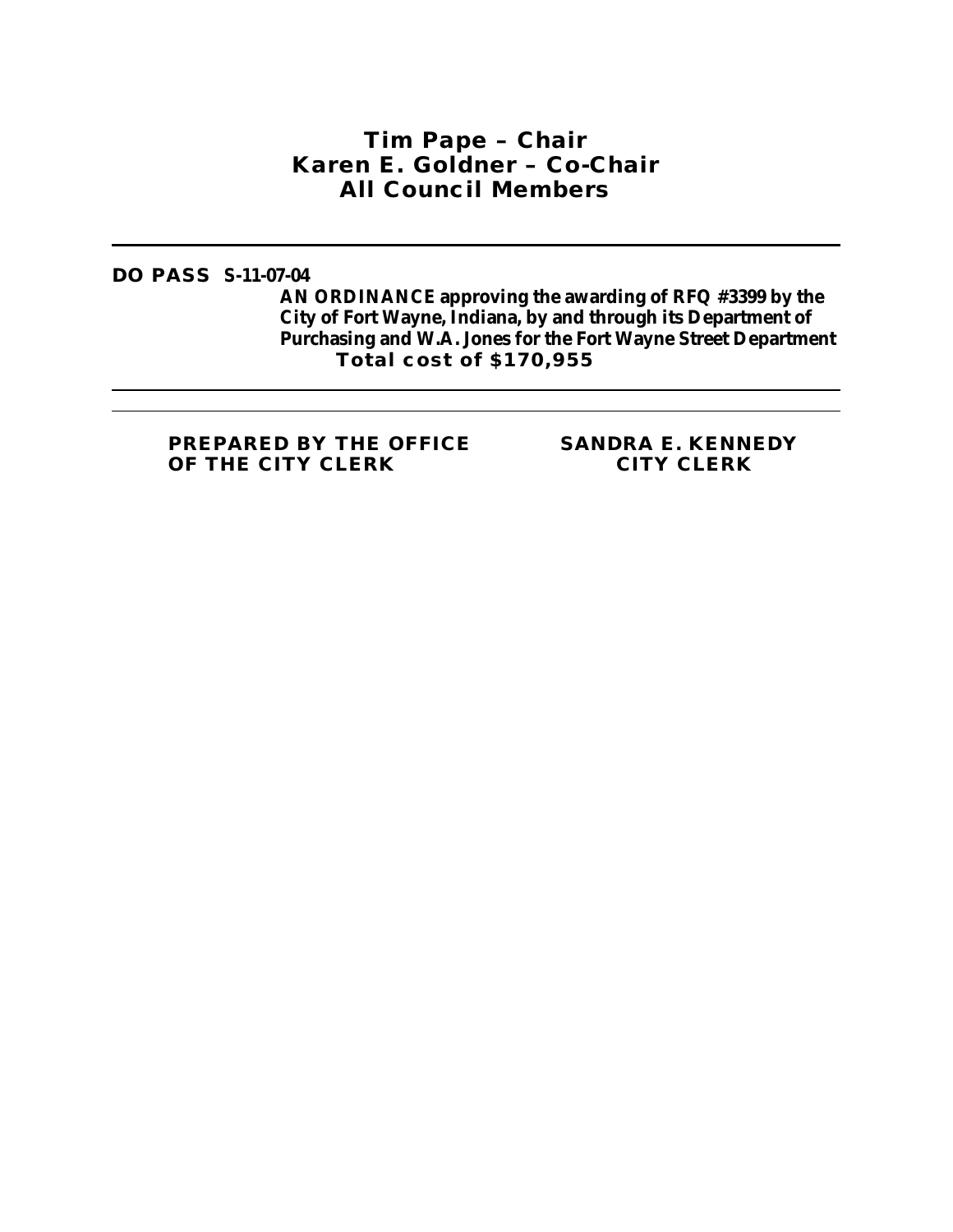**Tim Pape – Chair**
**Karen E. Goldner – Co-Chair**
**All Council Members**

---

**DO PASS S-11-07-04**

**AN ORDINANCE approving the awarding of RFQ #3399 by the City of Fort Wayne, Indiana, by and through its Department of Purchasing and W.A. Jones for the Fort Wayne Street Department**
**Total cost of $170,955**

---

**PREPARED BY THE OFFICE OF THE CITY CLERK**

**SANDRA E. KENNEDY**
**CITY CLERK**